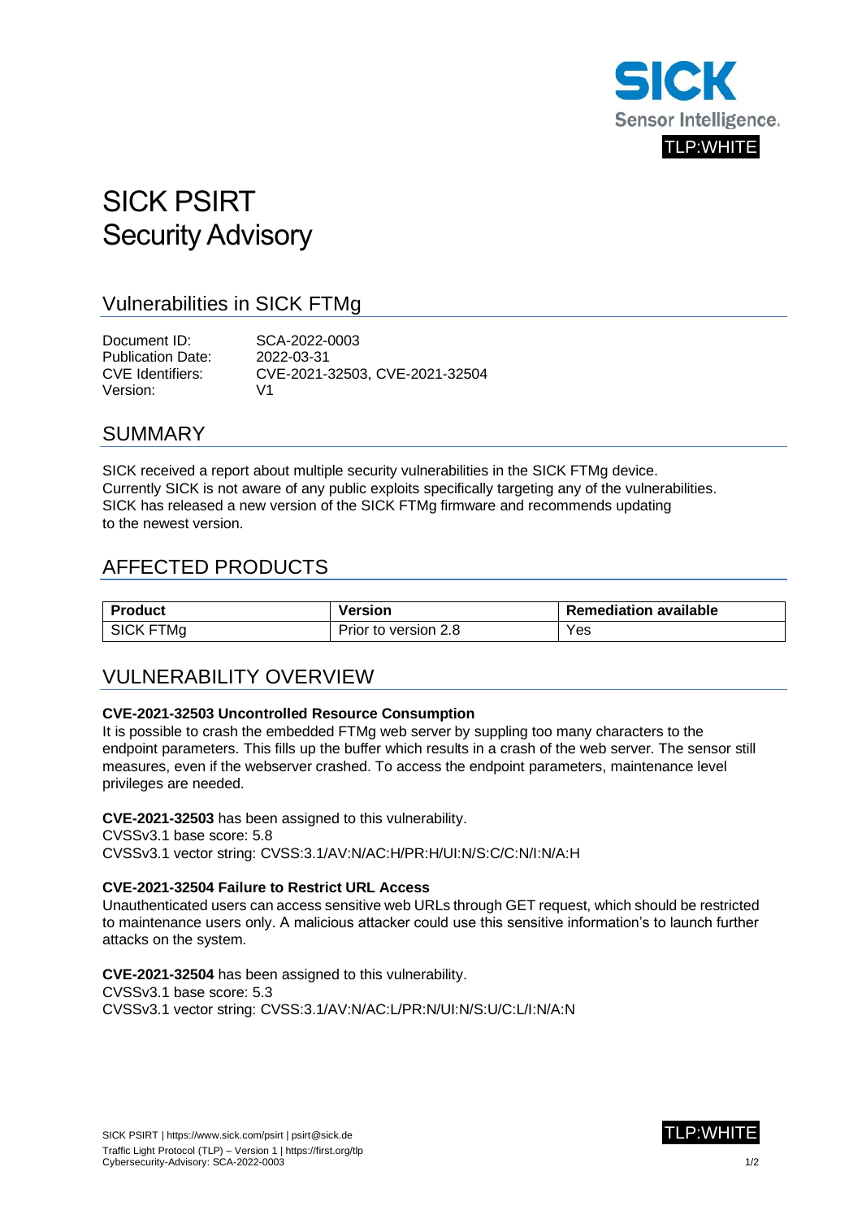TLP:WHITE

# SICK PSIRT Security Advisory

## Vulnerabilities in SICK FTMg

Document ID: SCA-2022-0003
Publication Date: 2022-03-31
CVE Identifiers: CVE-2021-32503, CVE-2021-32504
Version: V1

## SUMMARY

SICK received a report about multiple security vulnerabilities in the SICK FTMg device.
Currently SICK is not aware of any public exploits specifically targeting any of the vulnerabilities.
SICK has released a new version of the SICK FTMg firmware and recommends updating to the newest version.

## AFFECTED PRODUCTS

| Product | Version | Remediation available |
| --- | --- | --- |
| SICK FTMg | Prior to version 2.8 | Yes |

## VULNERABILITY OVERVIEW

**CVE-2021-32503 Uncontrolled Resource Consumption**

It is possible to crash the embedded FTMg web server by suppling too many characters to the endpoint parameters. This fills up the buffer which results in a crash of the web server. The sensor still measures, even if the webserver crashed. To access the endpoint parameters, maintenance level privileges are needed.

**CVE-2021-32503** has been assigned to this vulnerability.
CVSSv3.1 base score: 5.8
CVSSv3.1 vector string: CVSS:3.1/AV:N/AC:H/PR:H/UI:N/S:C/C:N/I:N/A:H

**CVE-2021-32504 Failure to Restrict URL Access**

Unauthenticated users can access sensitive web URLs through GET request, which should be restricted to maintenance users only. A malicious attacker could use this sensitive information's to launch further attacks on the system.

**CVE-2021-32504** has been assigned to this vulnerability.
CVSSv3.1 base score: 5.3
CVSSv3.1 vector string: CVSS:3.1/AV:N/AC:L/PR:N/UI:N/S:U/C:L/I:N/A:N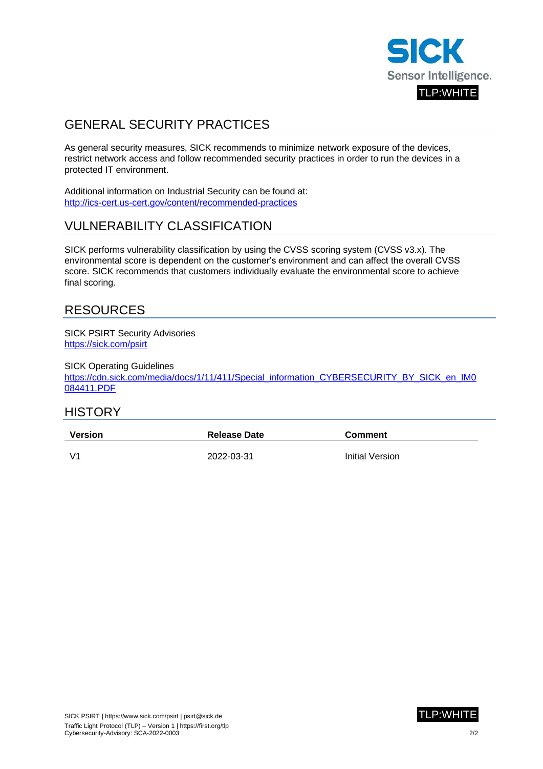TLP:WHITE

## GENERAL SECURITY PRACTICES

As general security measures, SICK recommends to minimize network exposure of the devices, restrict network access and follow recommended security practices in order to run the devices in a protected IT environment.

Additional information on Industrial Security can be found at:
http://ics-cert.us-cert.gov/content/recommended-practices

## VULNERABILITY CLASSIFICATION

SICK performs vulnerability classification by using the CVSS scoring system (CVSS v3.x). The environmental score is dependent on the customer's environment and can affect the overall CVSS score. SICK recommends that customers individually evaluate the environmental score to achieve final scoring.

## RESOURCES

SICK PSIRT Security Advisories
https://sick.com/psirt

SICK Operating Guidelines
https://cdn.sick.com/media/docs/1/11/411/Special_information_CYBERSECURITY_BY_SICK_en_IM0084411.PDF

## HISTORY

| Version | Release Date | Comment |
| --- | --- | --- |
| V1 | 2022-03-31 | Initial Version |

SICK PSIRT | https://www.sick.com/psirt | psirt@sick.de
Traffic Light Protocol (TLP) – Version 1 | https://first.org/tlp
Cybersecurity-Advisory: SCA-2022-0003